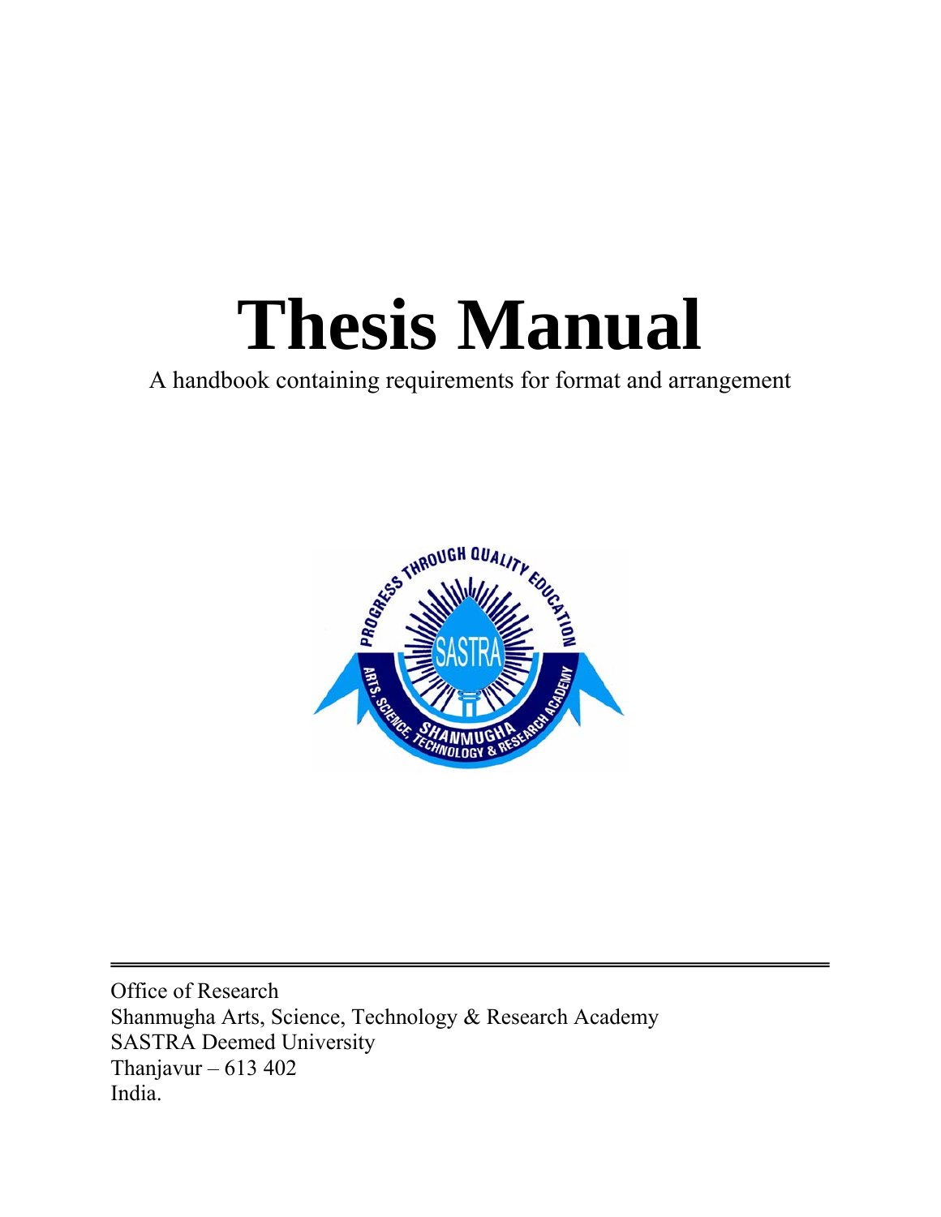# Thesis Manual

A handbook containing requirements for format and arrangement

---

Office of Research
Shanmugha Arts, Science, Technology & Research Academy
SASTRA Deemed University
Thanjavur – 613 402
India.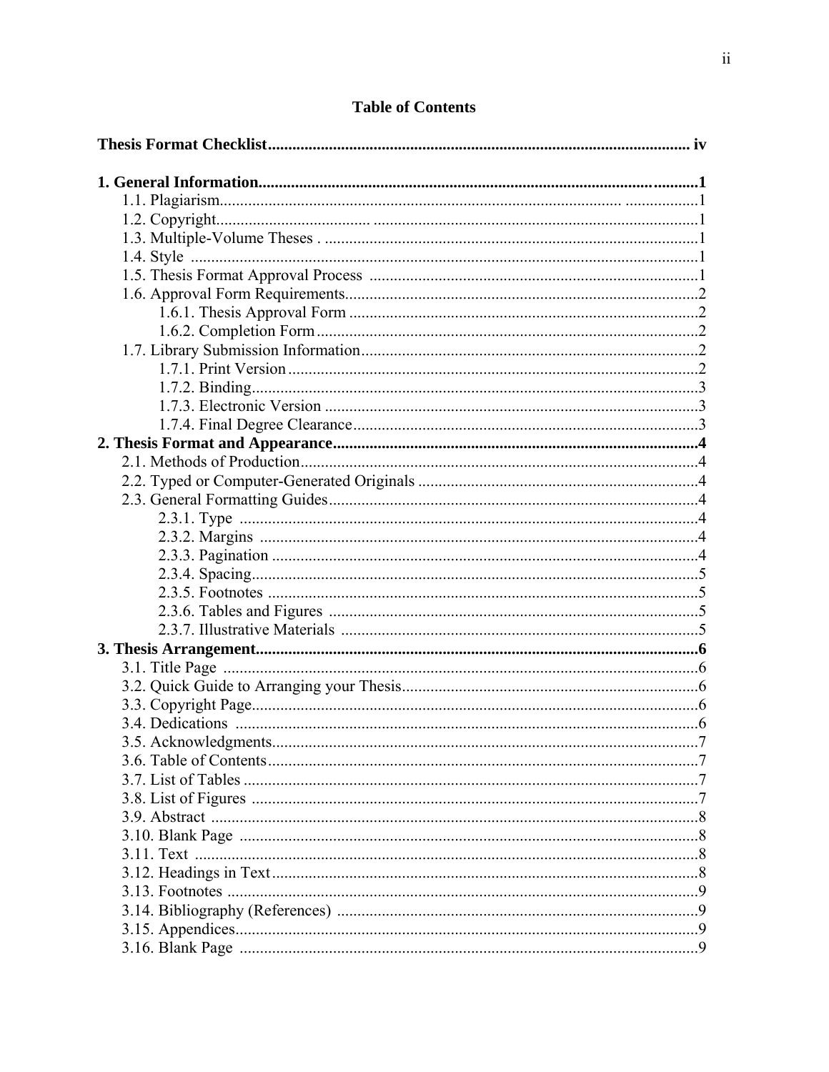# Table of Contents

**Thesis Format Checklist** .......... iv

**1. General Information** .......... 1
- 1.1. Plagiarism .......... 1
- 1.2. Copyright .......... 1
- 1.3. Multiple-Volume Theses .......... 1
- 1.4. Style .......... 1
- 1.5. Thesis Format Approval Process .......... 1
- 1.6. Approval Form Requirements .......... 2
  - 1.6.1. Thesis Approval Form .......... 2
  - 1.6.2. Completion Form .......... 2
- 1.7. Library Submission Information .......... 2
  - 1.7.1. Print Version .......... 2
  - 1.7.2. Binding .......... 3
  - 1.7.3. Electronic Version .......... 3
  - 1.7.4. Final Degree Clearance .......... 3

**2. Thesis Format and Appearance** .......... 4
- 2.1. Methods of Production .......... 4
- 2.2. Typed or Computer-Generated Originals .......... 4
- 2.3. General Formatting Guides .......... 4
  - 2.3.1. Type .......... 4
  - 2.3.2. Margins .......... 4
  - 2.3.3. Pagination .......... 4
  - 2.3.4. Spacing .......... 5
  - 2.3.5. Footnotes .......... 5
  - 2.3.6. Tables and Figures .......... 5
  - 2.3.7. Illustrative Materials .......... 5

**3. Thesis Arrangement** .......... 6
- 3.1. Title Page .......... 6
- 3.2. Quick Guide to Arranging your Thesis .......... 6
- 3.3. Copyright Page .......... 6
- 3.4. Dedications .......... 6
- 3.5. Acknowledgments .......... 7
- 3.6. Table of Contents .......... 7
- 3.7. List of Tables .......... 7
- 3.8. List of Figures .......... 7
- 3.9. Abstract .......... 8
- 3.10. Blank Page .......... 8
- 3.11. Text .......... 8
- 3.12. Headings in Text .......... 8
- 3.13. Footnotes .......... 9
- 3.14. Bibliography (References) .......... 9
- 3.15. Appendices .......... 9
- 3.16. Blank Page .......... 9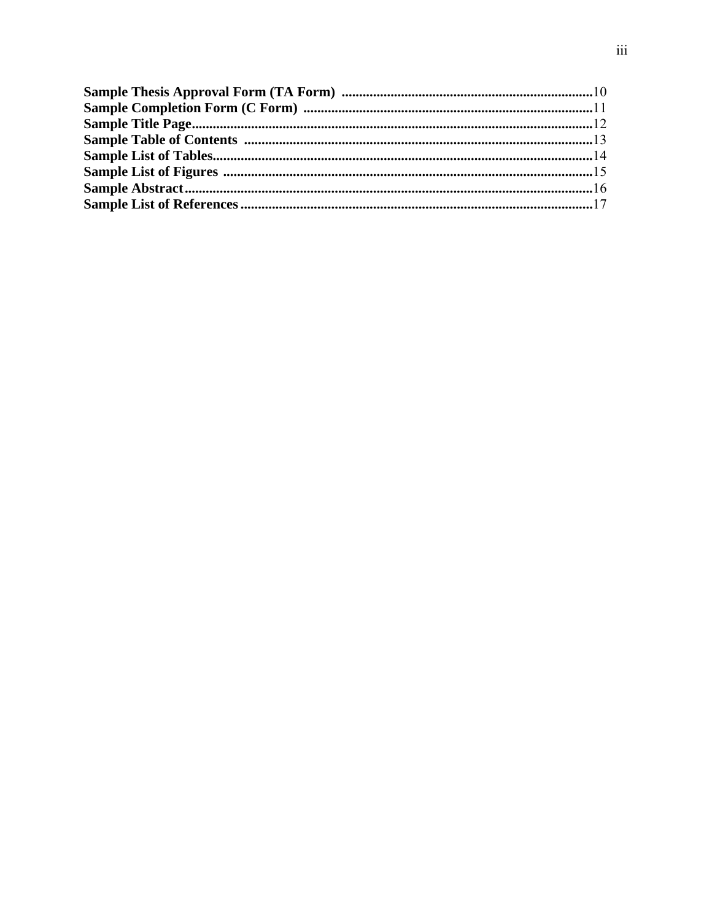**Sample Thesis Approval Form (TA Form)** ........................................................................10
**Sample Completion Form (C Form)** ...............................................................................11
**Sample Title Page**..............................................................................................................12
**Sample Table of Contents** ...............................................................................................13
**Sample List of Tables**........................................................................................................14
**Sample List of Figures** ......................................................................................................15
**Sample Abstract**.................................................................................................................16
**Sample List of References**................................................................................................17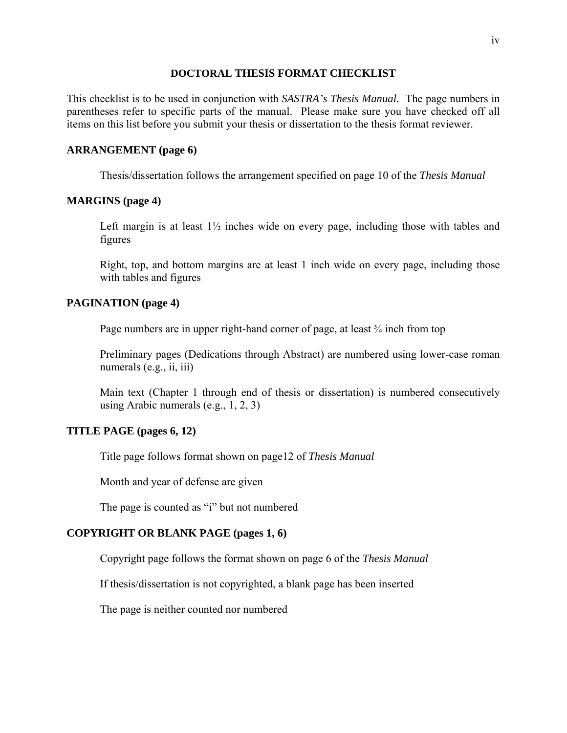## DOCTORAL THESIS FORMAT CHECKLIST

This checklist is to be used in conjunction with *SASTRA's Thesis Manual.* The page numbers in parentheses refer to specific parts of the manual. Please make sure you have checked off all items on this list before you submit your thesis or dissertation to the thesis format reviewer.

### ARRANGEMENT (page 6)

Thesis/dissertation follows the arrangement specified on page 10 of the *Thesis Manual*

### MARGINS (page 4)

Left margin is at least 1½ inches wide on every page, including those with tables and figures

Right, top, and bottom margins are at least 1 inch wide on every page, including those with tables and figures

### PAGINATION (page 4)

Page numbers are in upper right-hand corner of page, at least ¾ inch from top

Preliminary pages (Dedications through Abstract) are numbered using lower-case roman numerals (e.g., ii, iii)

Main text (Chapter 1 through end of thesis or dissertation) is numbered consecutively using Arabic numerals (e.g., 1, 2, 3)

### TITLE PAGE (pages 6, 12)

Title page follows format shown on page12 of *Thesis Manual*

Month and year of defense are given

The page is counted as "i" but not numbered

### COPYRIGHT OR BLANK PAGE (pages 1, 6)

Copyright page follows the format shown on page 6 of the *Thesis Manual*

If thesis/dissertation is not copyrighted, a blank page has been inserted

The page is neither counted nor numbered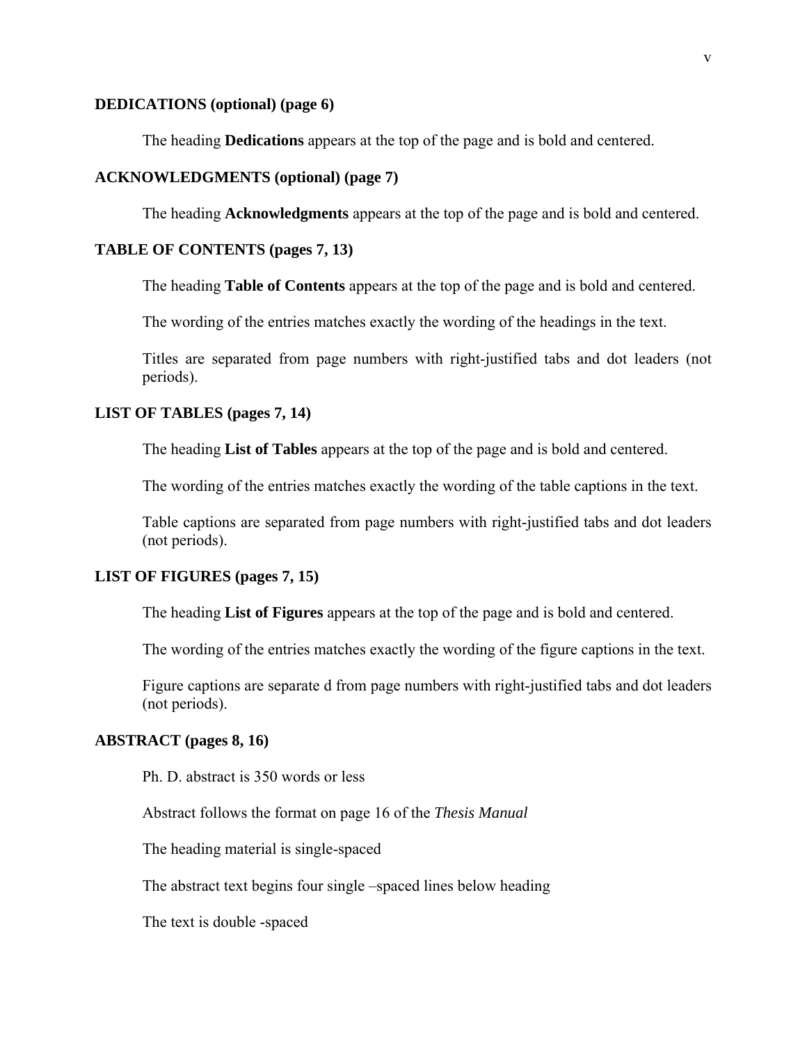**DEDICATIONS (optional) (page 6)**

The heading **Dedications** appears at the top of the page and is bold and centered.

**ACKNOWLEDGMENTS (optional) (page 7)**

The heading **Acknowledgments** appears at the top of the page and is bold and centered.

**TABLE OF CONTENTS (pages 7, 13)**

The heading **Table of Contents** appears at the top of the page and is bold and centered.

The wording of the entries matches exactly the wording of the headings in the text.

Titles are separated from page numbers with right-justified tabs and dot leaders (not periods).

**LIST OF TABLES (pages 7, 14)**

The heading **List of Tables** appears at the top of the page and is bold and centered.

The wording of the entries matches exactly the wording of the table captions in the text.

Table captions are separated from page numbers with right-justified tabs and dot leaders (not periods).

**LIST OF FIGURES (pages 7, 15)**

The heading **List of Figures** appears at the top of the page and is bold and centered.

The wording of the entries matches exactly the wording of the figure captions in the text.

Figure captions are separate d from page numbers with right-justified tabs and dot leaders (not periods).

**ABSTRACT (pages 8, 16)**

Ph. D. abstract is 350 words or less

Abstract follows the format on page 16 of the *Thesis Manual*

The heading material is single-spaced

The abstract text begins four single –spaced lines below heading

The text is double -spaced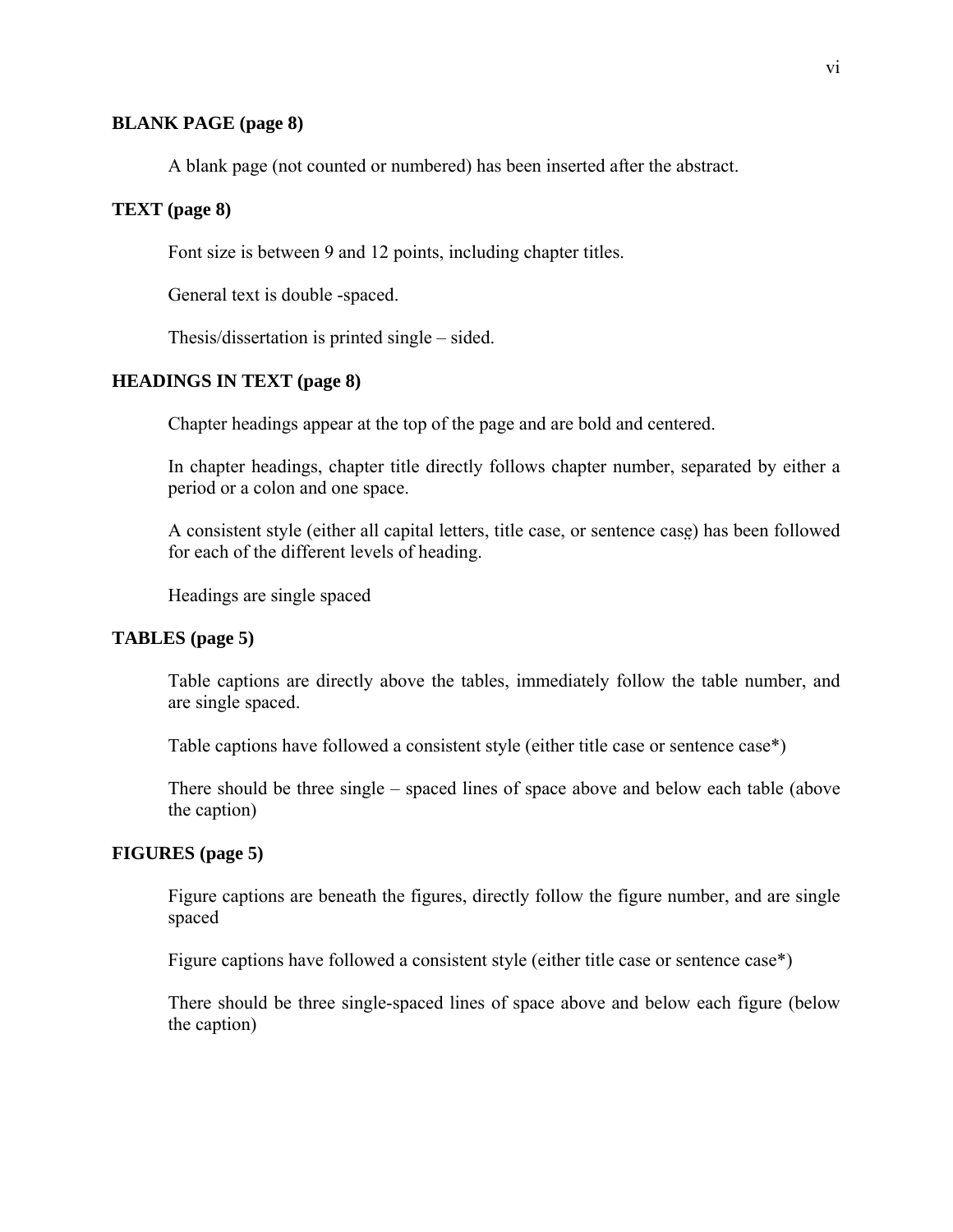**BLANK PAGE (page 8)**

A blank page (not counted or numbered) has been inserted after the abstract.

**TEXT (page 8)**

Font size is between 9 and 12 points, including chapter titles.

General text is double -spaced.

Thesis/dissertation is printed single – sided.

**HEADINGS IN TEXT (page 8)**

Chapter headings appear at the top of the page and are bold and centered.

In chapter headings, chapter title directly follows chapter number, separated by either a period or a colon and one space.

A consistent style (either all capital letters, title case, or sentence case) has been followed for each of the different levels of heading.

Headings are single spaced

**TABLES (page 5)**

Table captions are directly above the tables, immediately follow the table number, and are single spaced.

Table captions have followed a consistent style (either title case or sentence case*)

There should be three single – spaced lines of space above and below each table (above the caption)

**FIGURES (page 5)**

Figure captions are beneath the figures, directly follow the figure number, and are single spaced

Figure captions have followed a consistent style (either title case or sentence case*)

There should be three single-spaced lines of space above and below each figure (below the caption)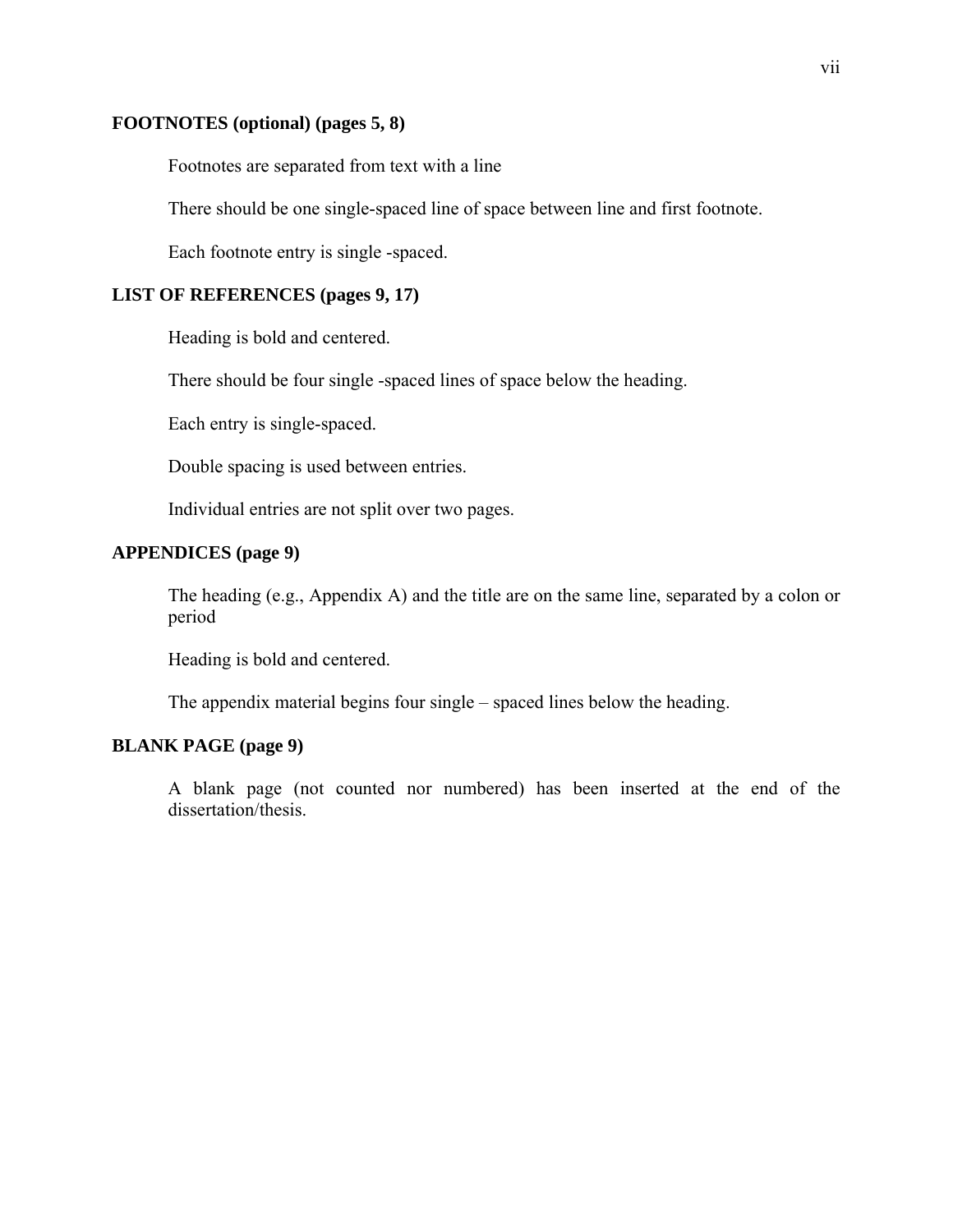**FOOTNOTES (optional) (pages 5, 8)**

Footnotes are separated from text with a line

There should be one single-spaced line of space between line and first footnote.

Each footnote entry is single -spaced.

**LIST OF REFERENCES (pages 9, 17)**

Heading is bold and centered.

There should be four single -spaced lines of space below the heading.

Each entry is single-spaced.

Double spacing is used between entries.

Individual entries are not split over two pages.

**APPENDICES (page 9)**

The heading (e.g., Appendix A) and the title are on the same line, separated by a colon or period

Heading is bold and centered.

The appendix material begins four single – spaced lines below the heading.

**BLANK PAGE (page 9)**

A blank page (not counted nor numbered) has been inserted at the end of the dissertation/thesis.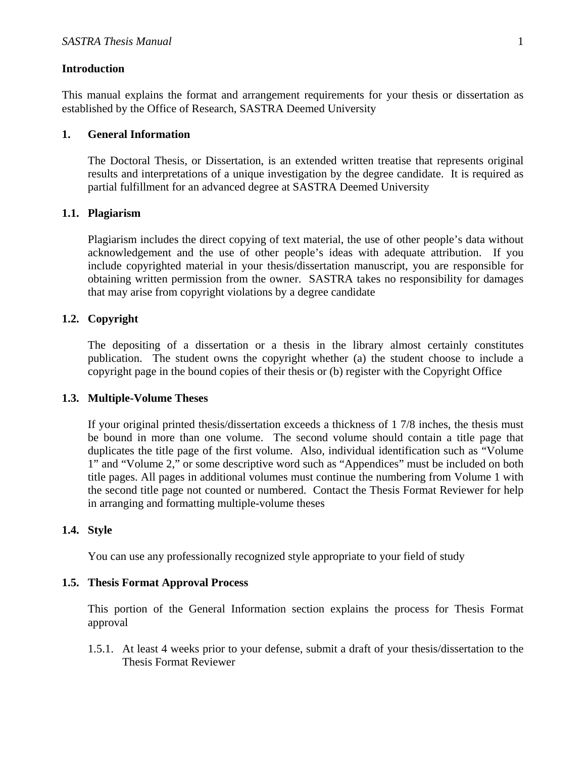## Introduction

This manual explains the format and arrangement requirements for your thesis or dissertation as established by the Office of Research, SASTRA Deemed University

## 1. General Information

The Doctoral Thesis, or Dissertation, is an extended written treatise that represents original results and interpretations of a unique investigation by the degree candidate. It is required as partial fulfillment for an advanced degree at SASTRA Deemed University

### 1.1. Plagiarism

Plagiarism includes the direct copying of text material, the use of other people's data without acknowledgement and the use of other people's ideas with adequate attribution. If you include copyrighted material in your thesis/dissertation manuscript, you are responsible for obtaining written permission from the owner. SASTRA takes no responsibility for damages that may arise from copyright violations by a degree candidate

### 1.2. Copyright

The depositing of a dissertation or a thesis in the library almost certainly constitutes publication. The student owns the copyright whether (a) the student choose to include a copyright page in the bound copies of their thesis or (b) register with the Copyright Office

### 1.3. Multiple-Volume Theses

If your original printed thesis/dissertation exceeds a thickness of 1 7/8 inches, the thesis must be bound in more than one volume. The second volume should contain a title page that duplicates the title page of the first volume. Also, individual identification such as "Volume 1" and "Volume 2," or some descriptive word such as "Appendices" must be included on both title pages. All pages in additional volumes must continue the numbering from Volume 1 with the second title page not counted or numbered. Contact the Thesis Format Reviewer for help in arranging and formatting multiple-volume theses

### 1.4. Style

You can use any professionally recognized style appropriate to your field of study

### 1.5. Thesis Format Approval Process

This portion of the General Information section explains the process for Thesis Format approval

1.5.1. At least 4 weeks prior to your defense, submit a draft of your thesis/dissertation to the Thesis Format Reviewer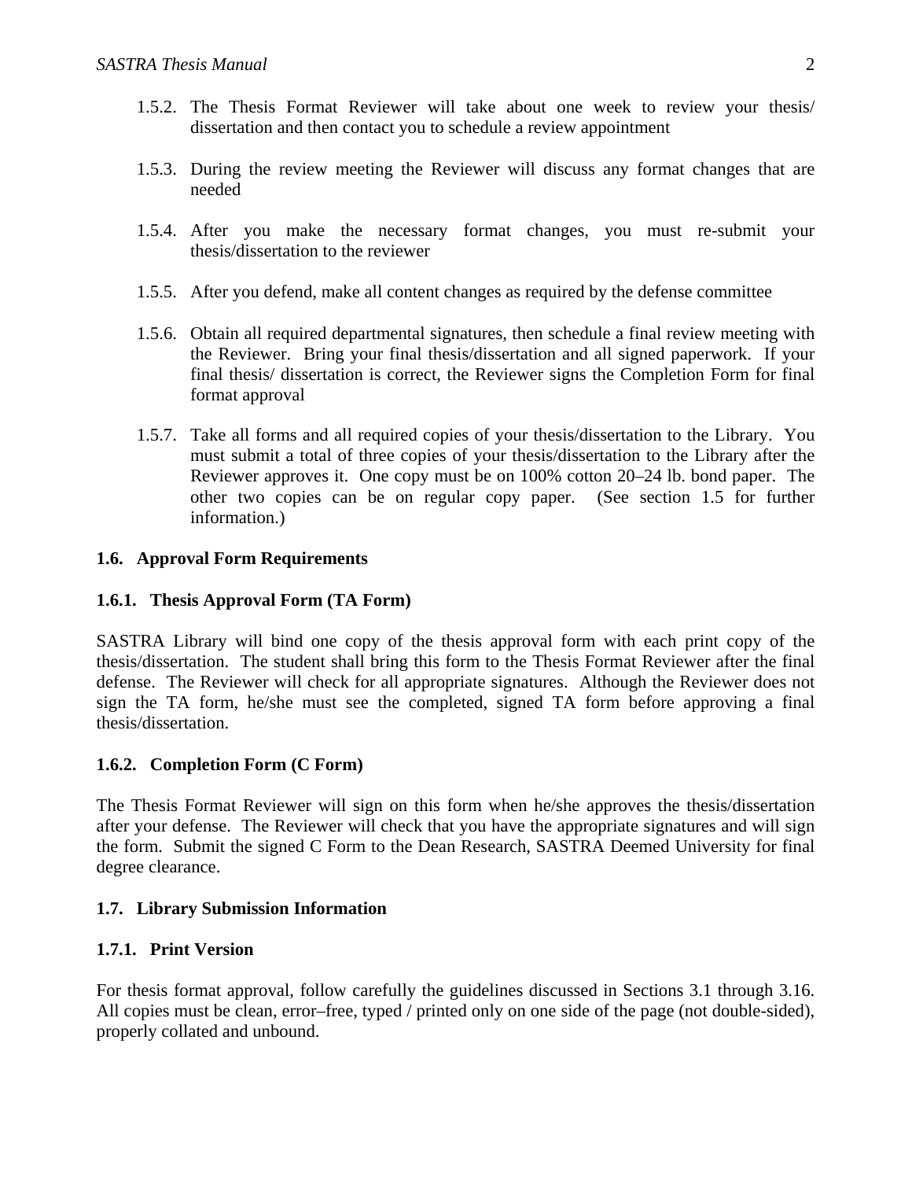1.5.2. The Thesis Format Reviewer will take about one week to review your thesis/ dissertation and then contact you to schedule a review appointment

1.5.3. During the review meeting the Reviewer will discuss any format changes that are needed

1.5.4. After you make the necessary format changes, you must re-submit your thesis/dissertation to the reviewer

1.5.5. After you defend, make all content changes as required by the defense committee

1.5.6. Obtain all required departmental signatures, then schedule a final review meeting with the Reviewer. Bring your final thesis/dissertation and all signed paperwork. If your final thesis/ dissertation is correct, the Reviewer signs the Completion Form for final format approval

1.5.7. Take all forms and all required copies of your thesis/dissertation to the Library. You must submit a total of three copies of your thesis/dissertation to the Library after the Reviewer approves it. One copy must be on 100% cotton 20–24 lb. bond paper. The other two copies can be on regular copy paper. (See section 1.5 for further information.)

### 1.6. Approval Form Requirements

#### 1.6.1. Thesis Approval Form (TA Form)

SASTRA Library will bind one copy of the thesis approval form with each print copy of the thesis/dissertation. The student shall bring this form to the Thesis Format Reviewer after the final defense. The Reviewer will check for all appropriate signatures. Although the Reviewer does not sign the TA form, he/she must see the completed, signed TA form before approving a final thesis/dissertation.

#### 1.6.2. Completion Form (C Form)

The Thesis Format Reviewer will sign on this form when he/she approves the thesis/dissertation after your defense. The Reviewer will check that you have the appropriate signatures and will sign the form. Submit the signed C Form to the Dean Research, SASTRA Deemed University for final degree clearance.

### 1.7. Library Submission Information

#### 1.7.1. Print Version

For thesis format approval, follow carefully the guidelines discussed in Sections 3.1 through 3.16. All copies must be clean, error–free, typed / printed only on one side of the page (not double-sided), properly collated and unbound.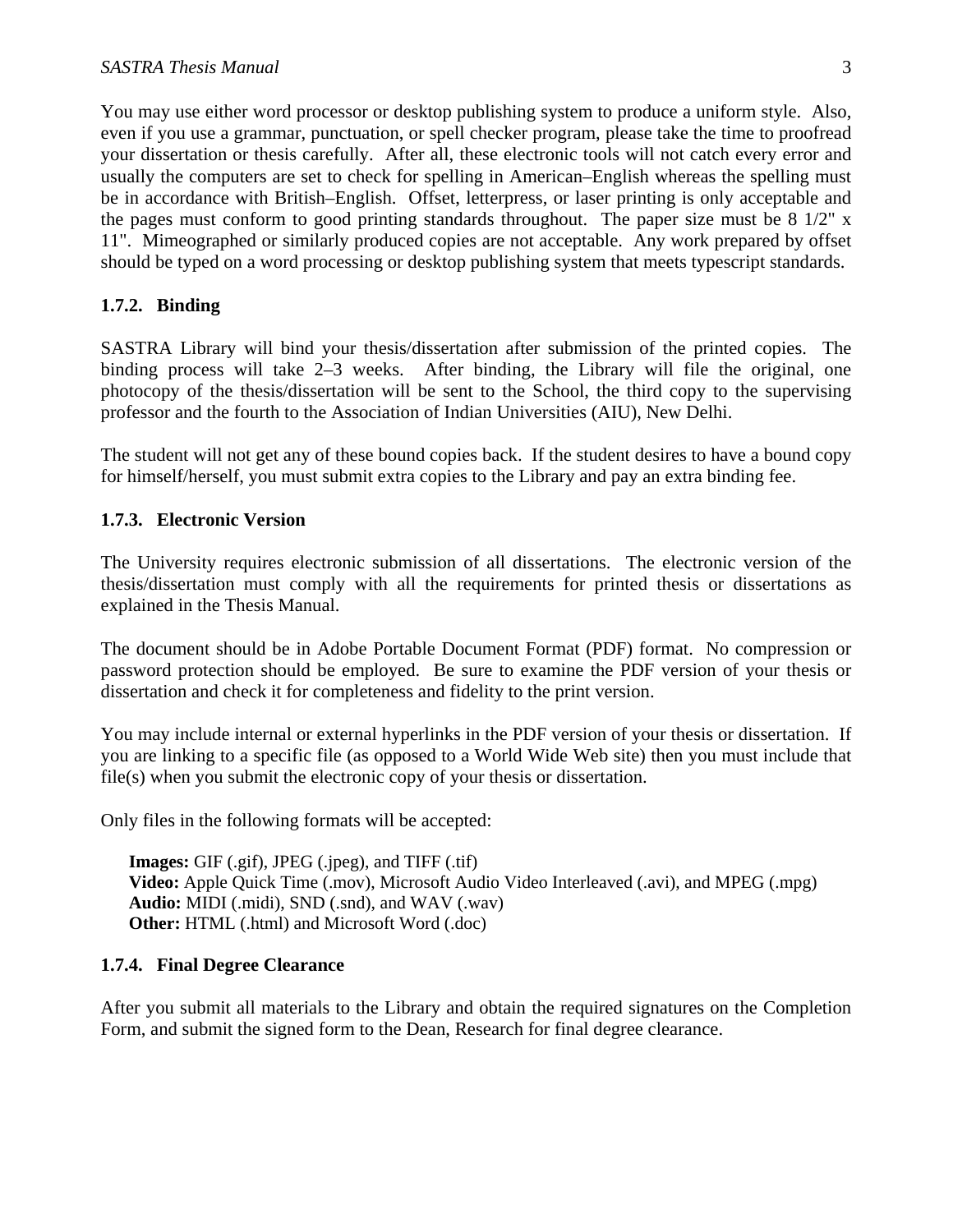You may use either word processor or desktop publishing system to produce a uniform style. Also, even if you use a grammar, punctuation, or spell checker program, please take the time to proofread your dissertation or thesis carefully. After all, these electronic tools will not catch every error and usually the computers are set to check for spelling in American–English whereas the spelling must be in accordance with British–English. Offset, letterpress, or laser printing is only acceptable and the pages must conform to good printing standards throughout. The paper size must be 8 1/2" x 11". Mimeographed or similarly produced copies are not acceptable. Any work prepared by offset should be typed on a word processing or desktop publishing system that meets typescript standards.

### 1.7.2. Binding

SASTRA Library will bind your thesis/dissertation after submission of the printed copies. The binding process will take 2–3 weeks. After binding, the Library will file the original, one photocopy of the thesis/dissertation will be sent to the School, the third copy to the supervising professor and the fourth to the Association of Indian Universities (AIU), New Delhi.

The student will not get any of these bound copies back. If the student desires to have a bound copy for himself/herself, you must submit extra copies to the Library and pay an extra binding fee.

### 1.7.3. Electronic Version

The University requires electronic submission of all dissertations. The electronic version of the thesis/dissertation must comply with all the requirements for printed thesis or dissertations as explained in the Thesis Manual.

The document should be in Adobe Portable Document Format (PDF) format. No compression or password protection should be employed. Be sure to examine the PDF version of your thesis or dissertation and check it for completeness and fidelity to the print version.

You may include internal or external hyperlinks in the PDF version of your thesis or dissertation. If you are linking to a specific file (as opposed to a World Wide Web site) then you must include that file(s) when you submit the electronic copy of your thesis or dissertation.

Only files in the following formats will be accepted:

**Images:** GIF (.gif), JPEG (.jpeg), and TIFF (.tif)
**Video:** Apple Quick Time (.mov), Microsoft Audio Video Interleaved (.avi), and MPEG (.mpg)
**Audio:** MIDI (.midi), SND (.snd), and WAV (.wav)
**Other:** HTML (.html) and Microsoft Word (.doc)

### 1.7.4. Final Degree Clearance

After you submit all materials to the Library and obtain the required signatures on the Completion Form, and submit the signed form to the Dean, Research for final degree clearance.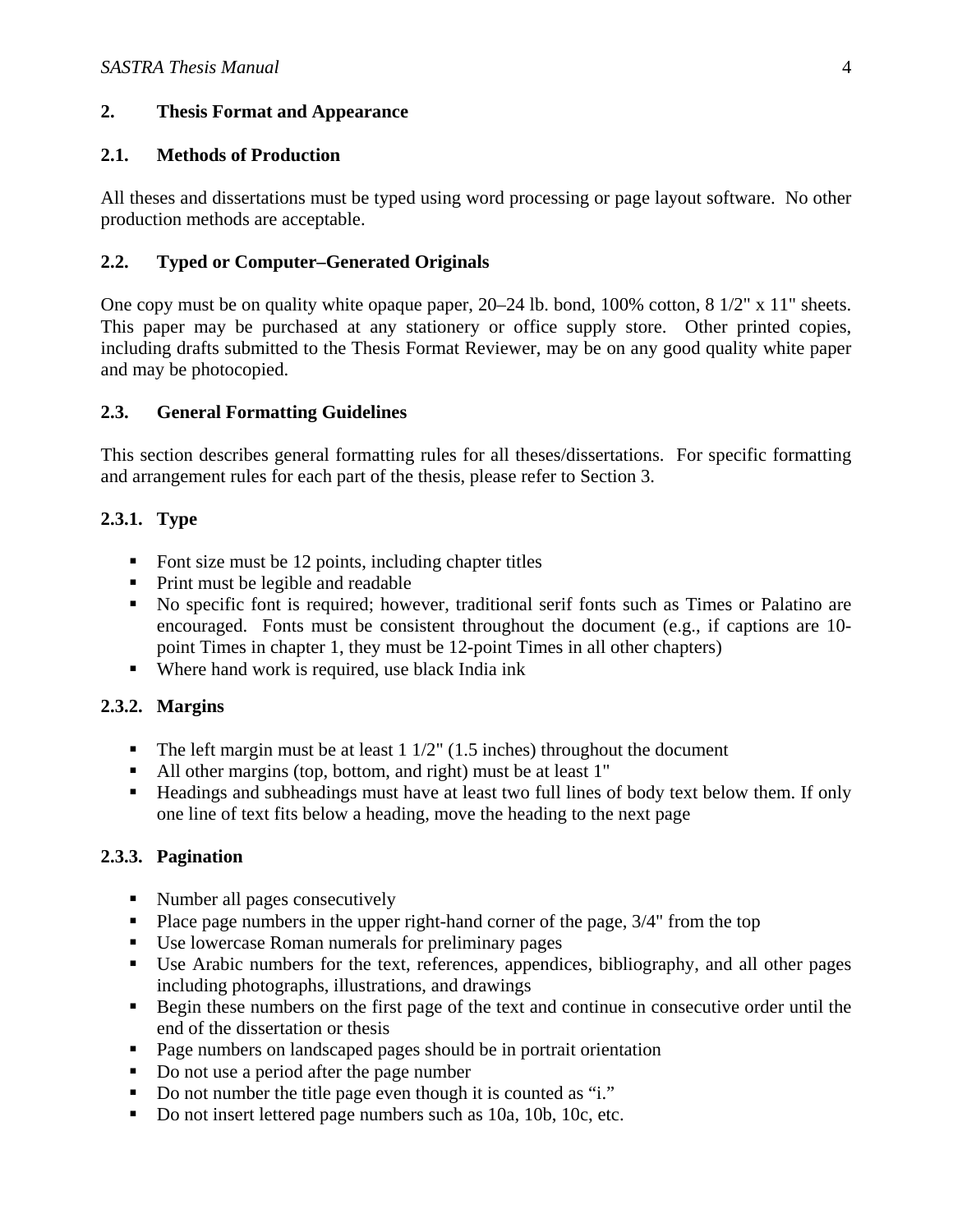## 2. Thesis Format and Appearance

### 2.1. Methods of Production

All theses and dissertations must be typed using word processing or page layout software. No other production methods are acceptable.

### 2.2. Typed or Computer–Generated Originals

One copy must be on quality white opaque paper, 20–24 lb. bond, 100% cotton, 8 1/2" x 11" sheets. This paper may be purchased at any stationery or office supply store. Other printed copies, including drafts submitted to the Thesis Format Reviewer, may be on any good quality white paper and may be photocopied.

### 2.3. General Formatting Guidelines

This section describes general formatting rules for all theses/dissertations. For specific formatting and arrangement rules for each part of the thesis, please refer to Section 3.

#### 2.3.1. Type

- Font size must be 12 points, including chapter titles
- Print must be legible and readable
- No specific font is required; however, traditional serif fonts such as Times or Palatino are encouraged. Fonts must be consistent throughout the document (e.g., if captions are 10-point Times in chapter 1, they must be 12-point Times in all other chapters)
- Where hand work is required, use black India ink

#### 2.3.2. Margins

- The left margin must be at least 1 1/2" (1.5 inches) throughout the document
- All other margins (top, bottom, and right) must be at least 1"
- Headings and subheadings must have at least two full lines of body text below them. If only one line of text fits below a heading, move the heading to the next page

#### 2.3.3. Pagination

- Number all pages consecutively
- Place page numbers in the upper right-hand corner of the page, 3/4" from the top
- Use lowercase Roman numerals for preliminary pages
- Use Arabic numbers for the text, references, appendices, bibliography, and all other pages including photographs, illustrations, and drawings
- Begin these numbers on the first page of the text and continue in consecutive order until the end of the dissertation or thesis
- Page numbers on landscaped pages should be in portrait orientation
- Do not use a period after the page number
- Do not number the title page even though it is counted as "i."
- Do not insert lettered page numbers such as 10a, 10b, 10c, etc.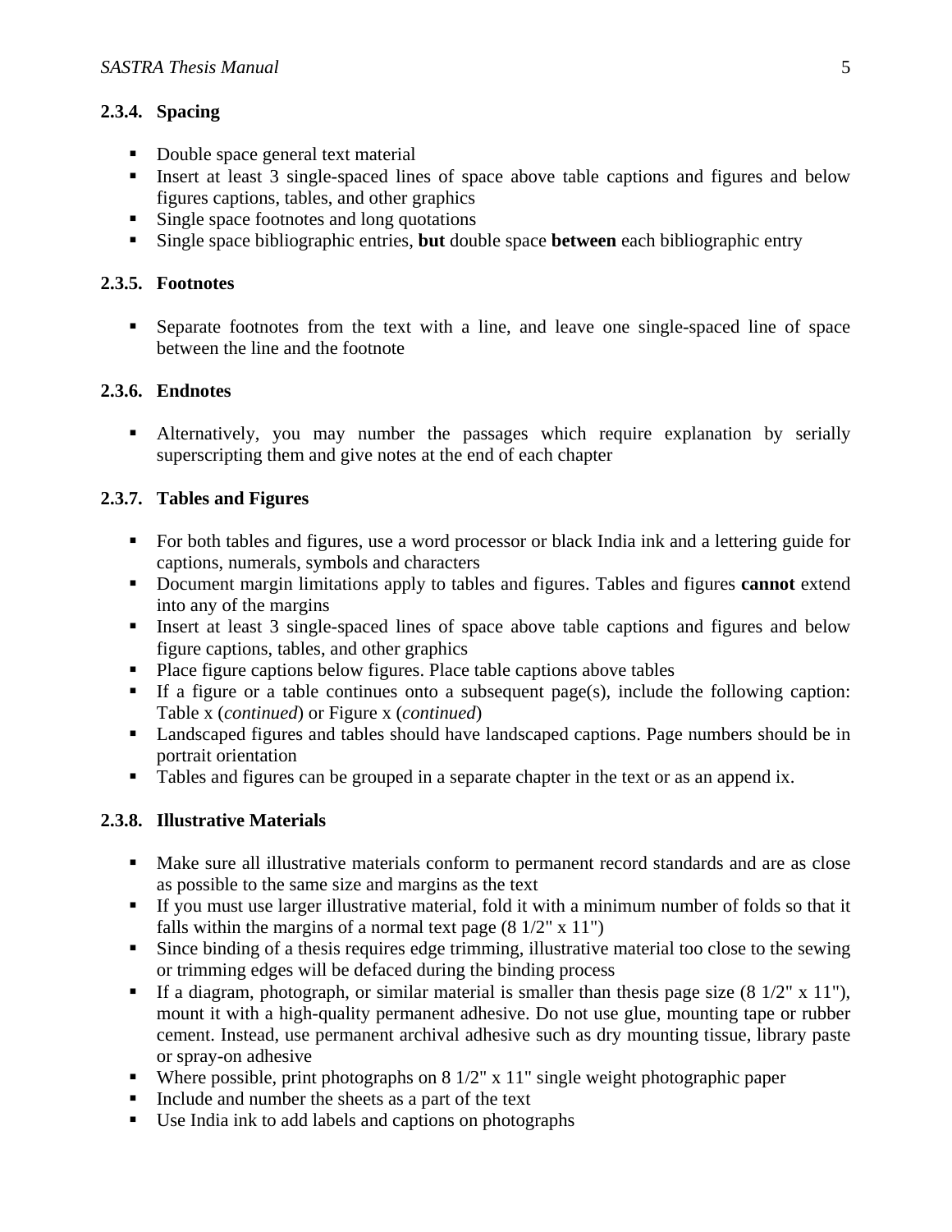### 2.3.4. Spacing

- Double space general text material
- Insert at least 3 single-spaced lines of space above table captions and figures and below figures captions, tables, and other graphics
- Single space footnotes and long quotations
- Single space bibliographic entries, **but** double space **between** each bibliographic entry

### 2.3.5. Footnotes

- Separate footnotes from the text with a line, and leave one single-spaced line of space between the line and the footnote

### 2.3.6. Endnotes

- Alternatively, you may number the passages which require explanation by serially superscripting them and give notes at the end of each chapter

### 2.3.7. Tables and Figures

- For both tables and figures, use a word processor or black India ink and a lettering guide for captions, numerals, symbols and characters
- Document margin limitations apply to tables and figures. Tables and figures **cannot** extend into any of the margins
- Insert at least 3 single-spaced lines of space above table captions and figures and below figure captions, tables, and other graphics
- Place figure captions below figures. Place table captions above tables
- If a figure or a table continues onto a subsequent page(s), include the following caption: Table x (*continued*) or Figure x (*continued*)
- Landscaped figures and tables should have landscaped captions. Page numbers should be in portrait orientation
- Tables and figures can be grouped in a separate chapter in the text or as an append ix.

### 2.3.8. Illustrative Materials

- Make sure all illustrative materials conform to permanent record standards and are as close as possible to the same size and margins as the text
- If you must use larger illustrative material, fold it with a minimum number of folds so that it falls within the margins of a normal text page (8 1/2" x 11")
- Since binding of a thesis requires edge trimming, illustrative material too close to the sewing or trimming edges will be defaced during the binding process
- If a diagram, photograph, or similar material is smaller than thesis page size (8 1/2" x 11"), mount it with a high-quality permanent adhesive. Do not use glue, mounting tape or rubber cement. Instead, use permanent archival adhesive such as dry mounting tissue, library paste or spray-on adhesive
- Where possible, print photographs on 8 1/2" x 11" single weight photographic paper
- Include and number the sheets as a part of the text
- Use India ink to add labels and captions on photographs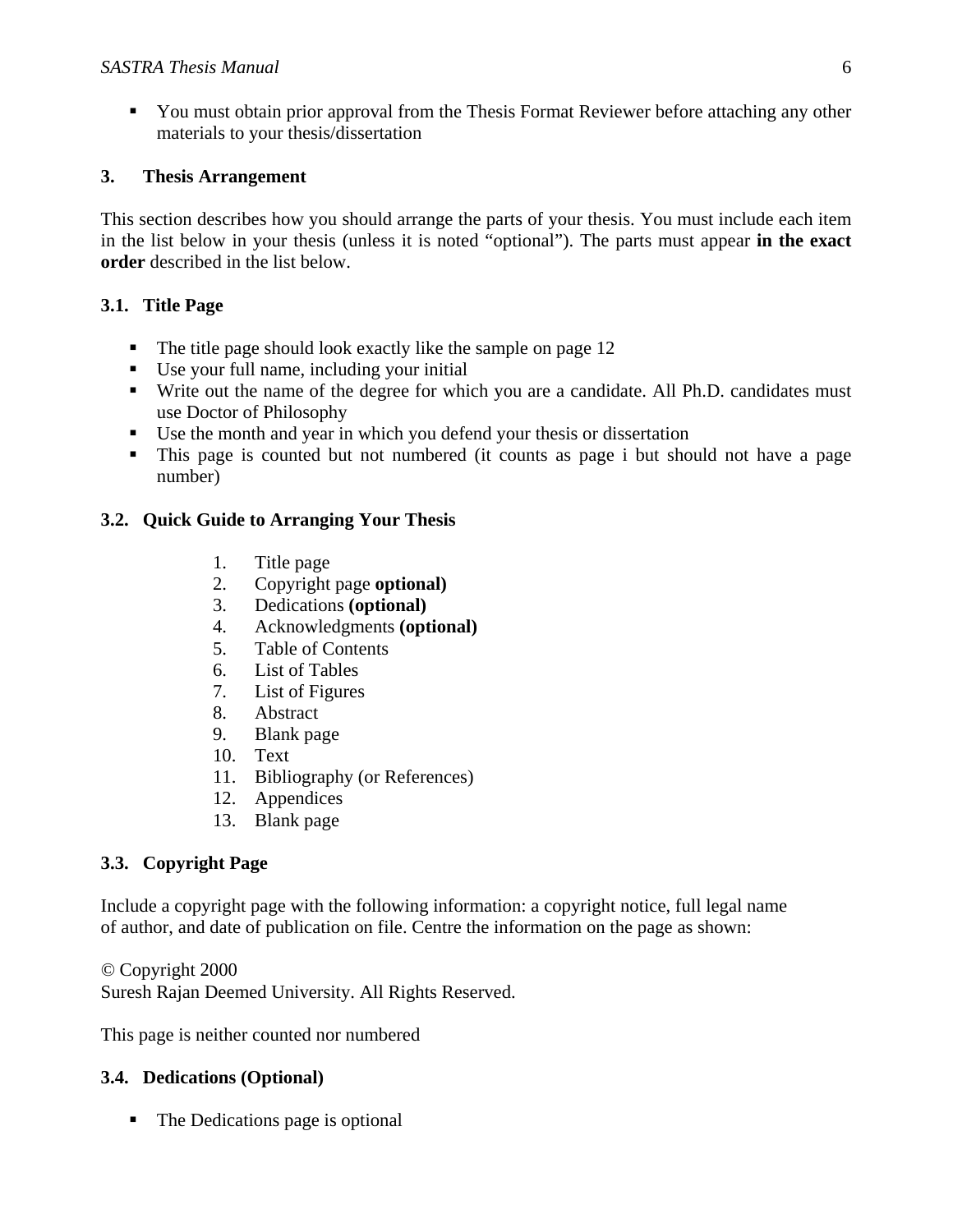- You must obtain prior approval from the Thesis Format Reviewer before attaching any other materials to your thesis/dissertation

## 3. Thesis Arrangement

This section describes how you should arrange the parts of your thesis. You must include each item in the list below in your thesis (unless it is noted "optional"). The parts must appear **in the exact order** described in the list below.

### 3.1. Title Page

- The title page should look exactly like the sample on page 12
- Use your full name, including your initial
- Write out the name of the degree for which you are a candidate. All Ph.D. candidates must use Doctor of Philosophy
- Use the month and year in which you defend your thesis or dissertation
- This page is counted but not numbered (it counts as page i but should not have a page number)

### 3.2. Quick Guide to Arranging Your Thesis

1. Title page
2. Copyright page **optional)**
3. Dedications **(optional)**
4. Acknowledgments **(optional)**
5. Table of Contents
6. List of Tables
7. List of Figures
8. Abstract
9. Blank page
10. Text
11. Bibliography (or References)
12. Appendices
13. Blank page

### 3.3. Copyright Page

Include a copyright page with the following information: a copyright notice, full legal name of author, and date of publication on file. Centre the information on the page as shown:

© Copyright 2000
Suresh Rajan Deemed University. All Rights Reserved.

This page is neither counted nor numbered

### 3.4. Dedications (Optional)

- The Dedications page is optional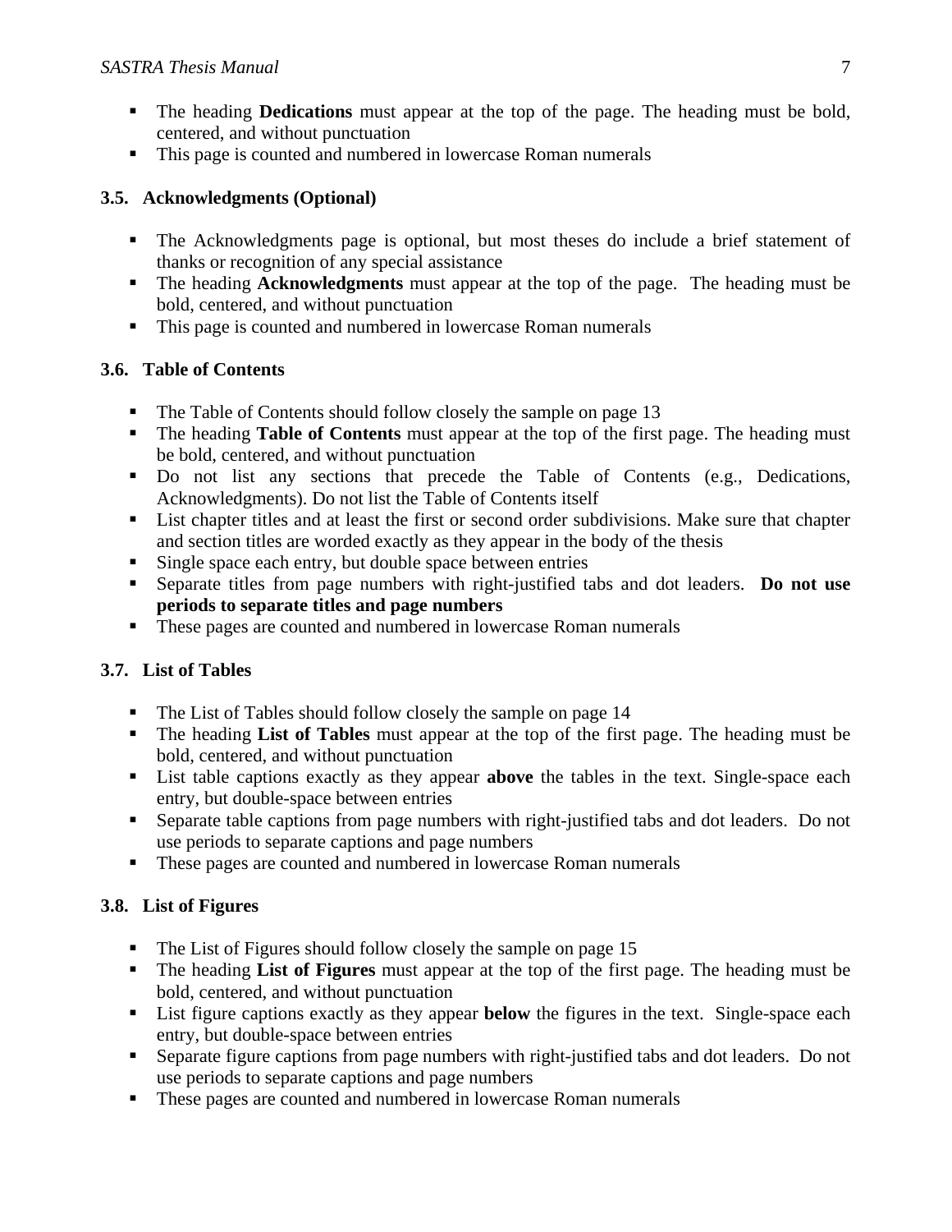- The heading **Dedications** must appear at the top of the page. The heading must be bold, centered, and without punctuation
- This page is counted and numbered in lowercase Roman numerals

### 3.5. Acknowledgments (Optional)

- The Acknowledgments page is optional, but most theses do include a brief statement of thanks or recognition of any special assistance
- The heading **Acknowledgments** must appear at the top of the page. The heading must be bold, centered, and without punctuation
- This page is counted and numbered in lowercase Roman numerals

### 3.6. Table of Contents

- The Table of Contents should follow closely the sample on page 13
- The heading **Table of Contents** must appear at the top of the first page. The heading must be bold, centered, and without punctuation
- Do not list any sections that precede the Table of Contents (e.g., Dedications, Acknowledgments). Do not list the Table of Contents itself
- List chapter titles and at least the first or second order subdivisions. Make sure that chapter and section titles are worded exactly as they appear in the body of the thesis
- Single space each entry, but double space between entries
- Separate titles from page numbers with right-justified tabs and dot leaders. **Do not use periods to separate titles and page numbers**
- These pages are counted and numbered in lowercase Roman numerals

### 3.7. List of Tables

- The List of Tables should follow closely the sample on page 14
- The heading **List of Tables** must appear at the top of the first page. The heading must be bold, centered, and without punctuation
- List table captions exactly as they appear **above** the tables in the text. Single-space each entry, but double-space between entries
- Separate table captions from page numbers with right-justified tabs and dot leaders. Do not use periods to separate captions and page numbers
- These pages are counted and numbered in lowercase Roman numerals

### 3.8. List of Figures

- The List of Figures should follow closely the sample on page 15
- The heading **List of Figures** must appear at the top of the first page. The heading must be bold, centered, and without punctuation
- List figure captions exactly as they appear **below** the figures in the text. Single-space each entry, but double-space between entries
- Separate figure captions from page numbers with right-justified tabs and dot leaders. Do not use periods to separate captions and page numbers
- These pages are counted and numbered in lowercase Roman numerals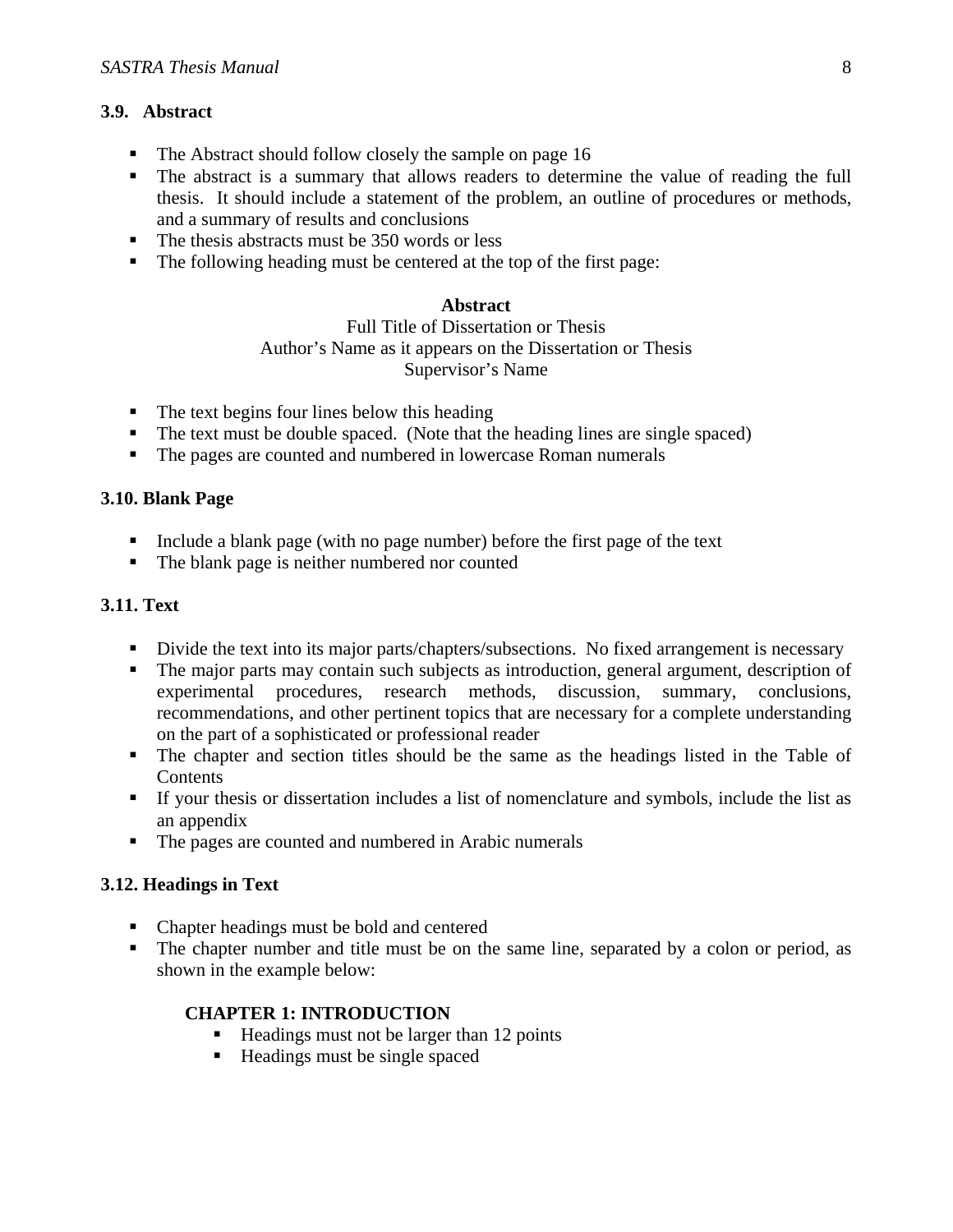### 3.9. Abstract

- The Abstract should follow closely the sample on page 16
- The abstract is a summary that allows readers to determine the value of reading the full thesis. It should include a statement of the problem, an outline of procedures or methods, and a summary of results and conclusions
- The thesis abstracts must be 350 words or less
- The following heading must be centered at the top of the first page:

**Abstract**
Full Title of Dissertation or Thesis
Author's Name as it appears on the Dissertation or Thesis
Supervisor's Name

- The text begins four lines below this heading
- The text must be double spaced. (Note that the heading lines are single spaced)
- The pages are counted and numbered in lowercase Roman numerals

### 3.10. Blank Page

- Include a blank page (with no page number) before the first page of the text
- The blank page is neither numbered nor counted

### 3.11. Text

- Divide the text into its major parts/chapters/subsections. No fixed arrangement is necessary
- The major parts may contain such subjects as introduction, general argument, description of experimental procedures, research methods, discussion, summary, conclusions, recommendations, and other pertinent topics that are necessary for a complete understanding on the part of a sophisticated or professional reader
- The chapter and section titles should be the same as the headings listed in the Table of Contents
- If your thesis or dissertation includes a list of nomenclature and symbols, include the list as an appendix
- The pages are counted and numbered in Arabic numerals

### 3.12. Headings in Text

- Chapter headings must be bold and centered
- The chapter number and title must be on the same line, separated by a colon or period, as shown in the example below:

  **CHAPTER 1: INTRODUCTION**
  - Headings must not be larger than 12 points
  - Headings must be single spaced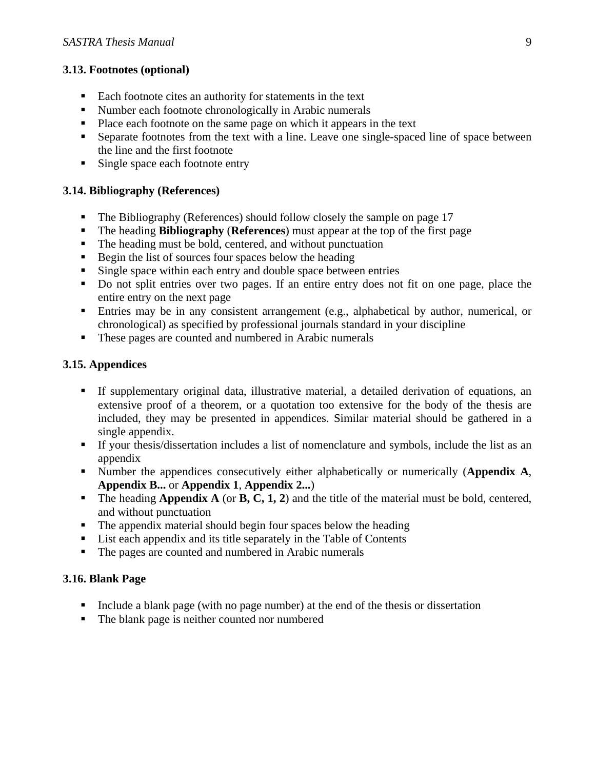### 3.13. Footnotes (optional)

- Each footnote cites an authority for statements in the text
- Number each footnote chronologically in Arabic numerals
- Place each footnote on the same page on which it appears in the text
- Separate footnotes from the text with a line. Leave one single-spaced line of space between the line and the first footnote
- Single space each footnote entry

### 3.14. Bibliography (References)

- The Bibliography (References) should follow closely the sample on page 17
- The heading **Bibliography** (**References**) must appear at the top of the first page
- The heading must be bold, centered, and without punctuation
- Begin the list of sources four spaces below the heading
- Single space within each entry and double space between entries
- Do not split entries over two pages. If an entire entry does not fit on one page, place the entire entry on the next page
- Entries may be in any consistent arrangement (e.g., alphabetical by author, numerical, or chronological) as specified by professional journals standard in your discipline
- These pages are counted and numbered in Arabic numerals

### 3.15. Appendices

- If supplementary original data, illustrative material, a detailed derivation of equations, an extensive proof of a theorem, or a quotation too extensive for the body of the thesis are included, they may be presented in appendices. Similar material should be gathered in a single appendix.
- If your thesis/dissertation includes a list of nomenclature and symbols, include the list as an appendix
- Number the appendices consecutively either alphabetically or numerically (**Appendix A**, **Appendix B...** or **Appendix 1**, **Appendix 2...**)
- The heading **Appendix A** (or **B, C, 1, 2**) and the title of the material must be bold, centered, and without punctuation
- The appendix material should begin four spaces below the heading
- List each appendix and its title separately in the Table of Contents
- The pages are counted and numbered in Arabic numerals

### 3.16. Blank Page

- Include a blank page (with no page number) at the end of the thesis or dissertation
- The blank page is neither counted nor numbered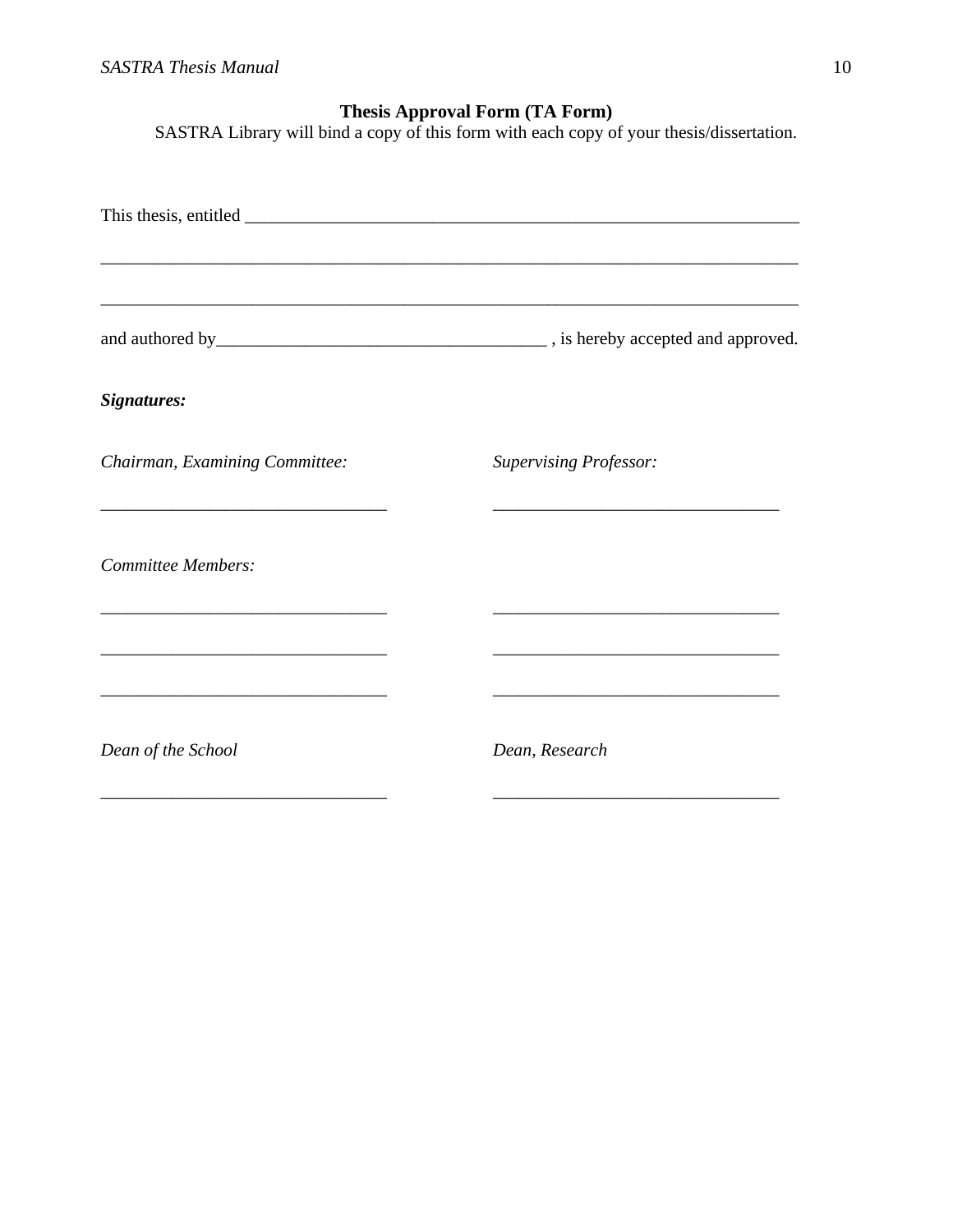## Thesis Approval Form (TA Form)

SASTRA Library will bind a copy of this form with each copy of your thesis/dissertation.

This thesis, entitled _______________________________________________________________

_________________________________________________________________________________

_________________________________________________________________________________

and authored by____________________________________ , is hereby accepted and approved.

***Signatures:***

| *Chairman, Examining Committee:* | *Supervising Professor:* |
|---|---|
| ________________________________ | ________________________________ |
| *Committee Members:* | |
| ________________________________ | ________________________________ |
| ________________________________ | ________________________________ |
| ________________________________ | ________________________________ |
| *Dean of the School* | *Dean, Research* |
| ________________________________ | ________________________________ |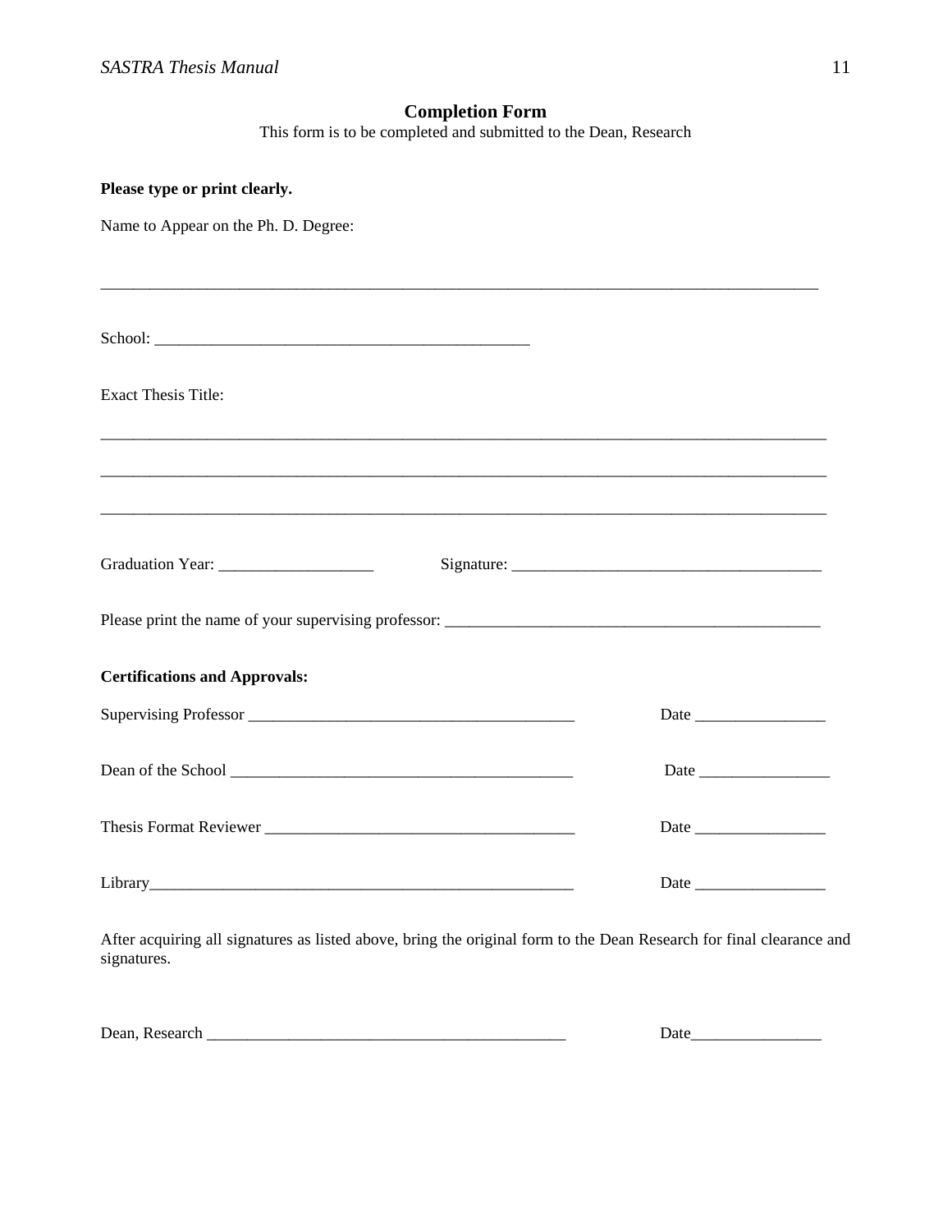## Completion Form

This form is to be completed and submitted to the Dean, Research

**Please type or print clearly.**

Name to Appear on the Ph. D. Degree:

_____________________________________________________________________________________

School: _____________________________________________

Exact Thesis Title:

_____________________________________________________________________________________

_____________________________________________________________________________________

_____________________________________________________________________________________

Graduation Year: __________________ Signature: ____________________________________

Please print the name of your supervising professor: ____________________________________________

**Certifications and Approvals:**

Supervising Professor _______________________________________ Date ________________

Dean of the School __________________________________________ Date ________________

Thesis Format Reviewer ______________________________________ Date ________________

Library_____________________________________________________ Date ________________

After acquiring all signatures as listed above, bring the original form to the Dean Research for final clearance and signatures.

Dean, Research ____________________________________________ Date________________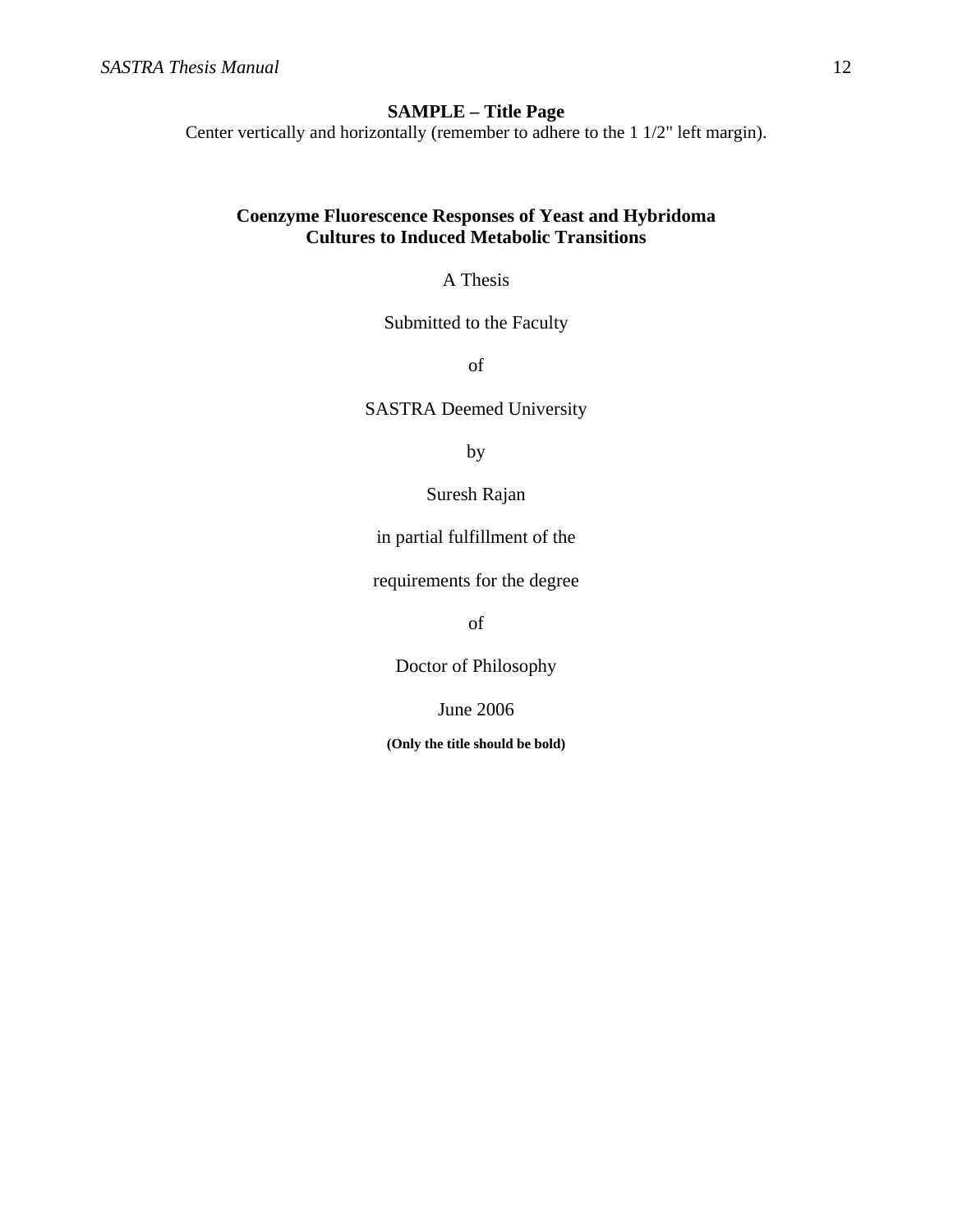**SAMPLE – Title Page**

Center vertically and horizontally (remember to adhere to the 1 1/2" left margin).

**Coenzyme Fluorescence Responses of Yeast and Hybridoma Cultures to Induced Metabolic Transitions**

A Thesis

Submitted to the Faculty

of

SASTRA Deemed University

by

Suresh Rajan

in partial fulfillment of the

requirements for the degree

of

Doctor of Philosophy

June 2006

**(Only the title should be bold)**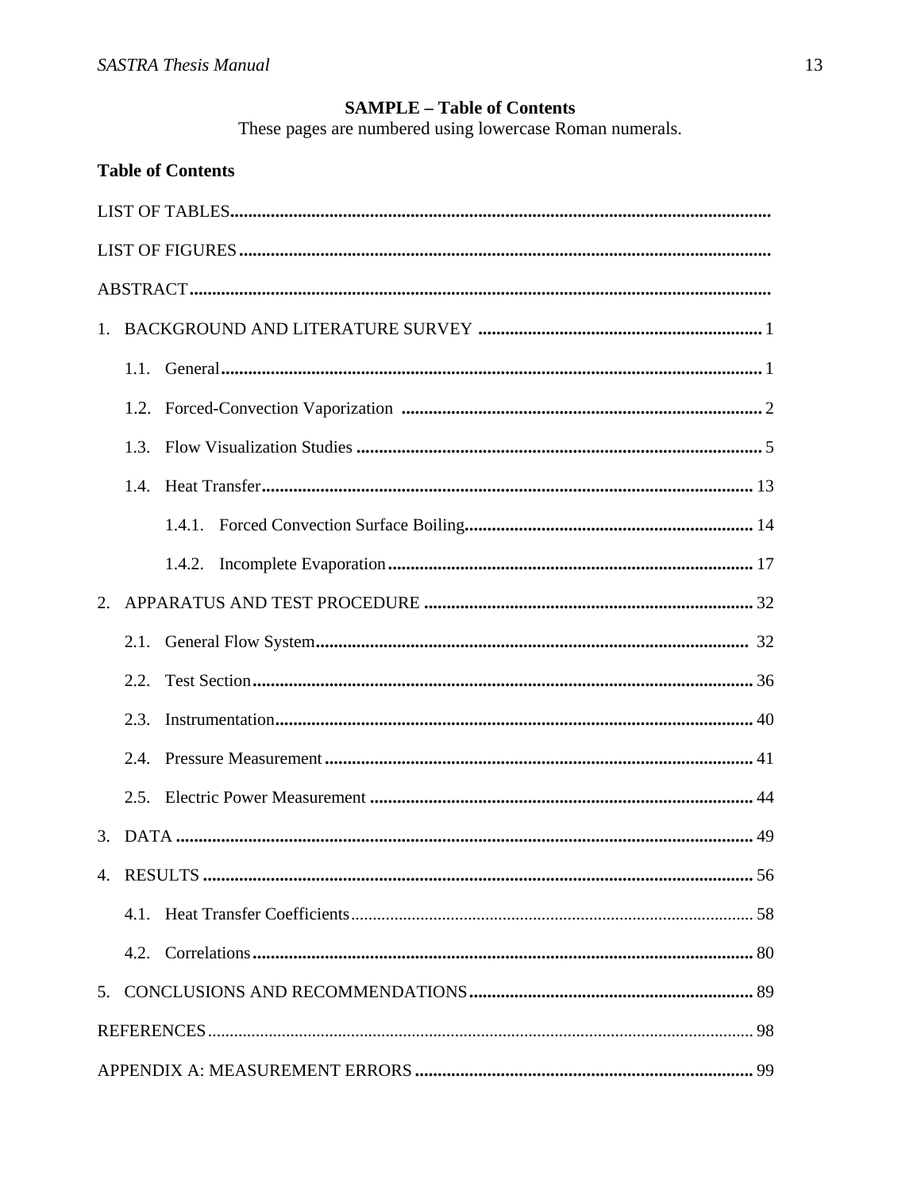**SAMPLE – Table of Contents**

These pages are numbered using lowercase Roman numerals.

**Table of Contents**

LIST OF TABLES

LIST OF FIGURES

ABSTRACT

1. BACKGROUND AND LITERATURE SURVEY .... 1
   - 1.1. General .... 1
   - 1.2. Forced-Convection Vaporization .... 2
   - 1.3. Flow Visualization Studies .... 5
   - 1.4. Heat Transfer .... 13
     - 1.4.1. Forced Convection Surface Boiling .... 14
     - 1.4.2. Incomplete Evaporation .... 17
2. APPARATUS AND TEST PROCEDURE .... 32
   - 2.1. General Flow System .... 32
   - 2.2. Test Section .... 36
   - 2.3. Instrumentation .... 40
   - 2.4. Pressure Measurement .... 41
   - 2.5. Electric Power Measurement .... 44
3. DATA .... 49
4. RESULTS .... 56
   - 4.1. Heat Transfer Coefficients .... 58
   - 4.2. Correlations .... 80
5. CONCLUSIONS AND RECOMMENDATIONS .... 89

REFERENCES .... 98

APPENDIX A: MEASUREMENT ERRORS .... 99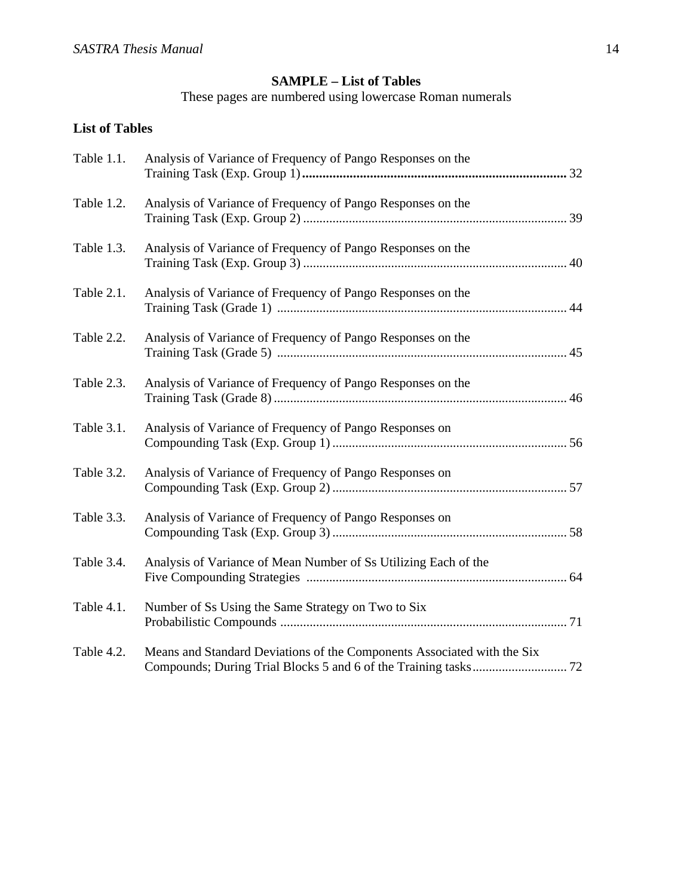**SAMPLE – List of Tables**

These pages are numbered using lowercase Roman numerals

**List of Tables**

Table 1.1. Analysis of Variance of Frequency of Pango Responses on the Training Task (Exp. Group 1) .......... 32

Table 1.2. Analysis of Variance of Frequency of Pango Responses on the Training Task (Exp. Group 2) .......... 39

Table 1.3. Analysis of Variance of Frequency of Pango Responses on the Training Task (Exp. Group 3) .......... 40

Table 2.1. Analysis of Variance of Frequency of Pango Responses on the Training Task (Grade 1) .......... 44

Table 2.2. Analysis of Variance of Frequency of Pango Responses on the Training Task (Grade 5) .......... 45

Table 2.3. Analysis of Variance of Frequency of Pango Responses on the Training Task (Grade 8) .......... 46

Table 3.1. Analysis of Variance of Frequency of Pango Responses on Compounding Task (Exp. Group 1) .......... 56

Table 3.2. Analysis of Variance of Frequency of Pango Responses on Compounding Task (Exp. Group 2) .......... 57

Table 3.3. Analysis of Variance of Frequency of Pango Responses on Compounding Task (Exp. Group 3) .......... 58

Table 3.4. Analysis of Variance of Mean Number of Ss Utilizing Each of the Five Compounding Strategies .......... 64

Table 4.1. Number of Ss Using the Same Strategy on Two to Six Probabilistic Compounds .......... 71

Table 4.2. Means and Standard Deviations of the Components Associated with the Six Compounds; During Trial Blocks 5 and 6 of the Training tasks .......... 72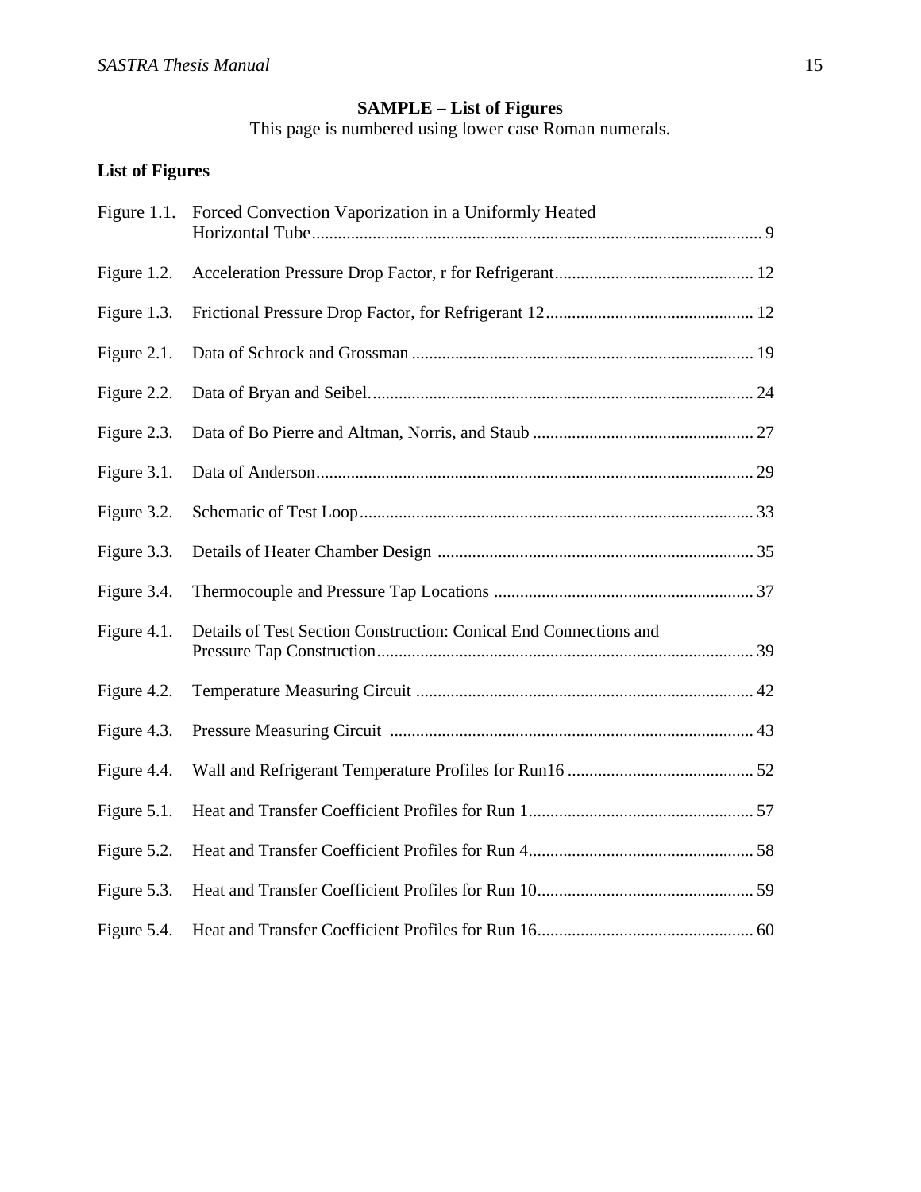**SAMPLE – List of Figures**

This page is numbered using lower case Roman numerals.

**List of Figures**

| | | |
|---|---|---|
| Figure 1.1. | Forced Convection Vaporization in a Uniformly Heated Horizontal Tube | 9 |
| Figure 1.2. | Acceleration Pressure Drop Factor, r for Refrigerant | 12 |
| Figure 1.3. | Frictional Pressure Drop Factor, for Refrigerant 12 | 12 |
| Figure 2.1. | Data of Schrock and Grossman | 19 |
| Figure 2.2. | Data of Bryan and Seibel. | 24 |
| Figure 2.3. | Data of Bo Pierre and Altman, Norris, and Staub | 27 |
| Figure 3.1. | Data of Anderson | 29 |
| Figure 3.2. | Schematic of Test Loop | 33 |
| Figure 3.3. | Details of Heater Chamber Design | 35 |
| Figure 3.4. | Thermocouple and Pressure Tap Locations | 37 |
| Figure 4.1. | Details of Test Section Construction: Conical End Connections and Pressure Tap Construction | 39 |
| Figure 4.2. | Temperature Measuring Circuit | 42 |
| Figure 4.3. | Pressure Measuring Circuit | 43 |
| Figure 4.4. | Wall and Refrigerant Temperature Profiles for Run16 | 52 |
| Figure 5.1. | Heat and Transfer Coefficient Profiles for Run 1 | 57 |
| Figure 5.2. | Heat and Transfer Coefficient Profiles for Run 4 | 58 |
| Figure 5.3. | Heat and Transfer Coefficient Profiles for Run 10 | 59 |
| Figure 5.4. | Heat and Transfer Coefficient Profiles for Run 16 | 60 |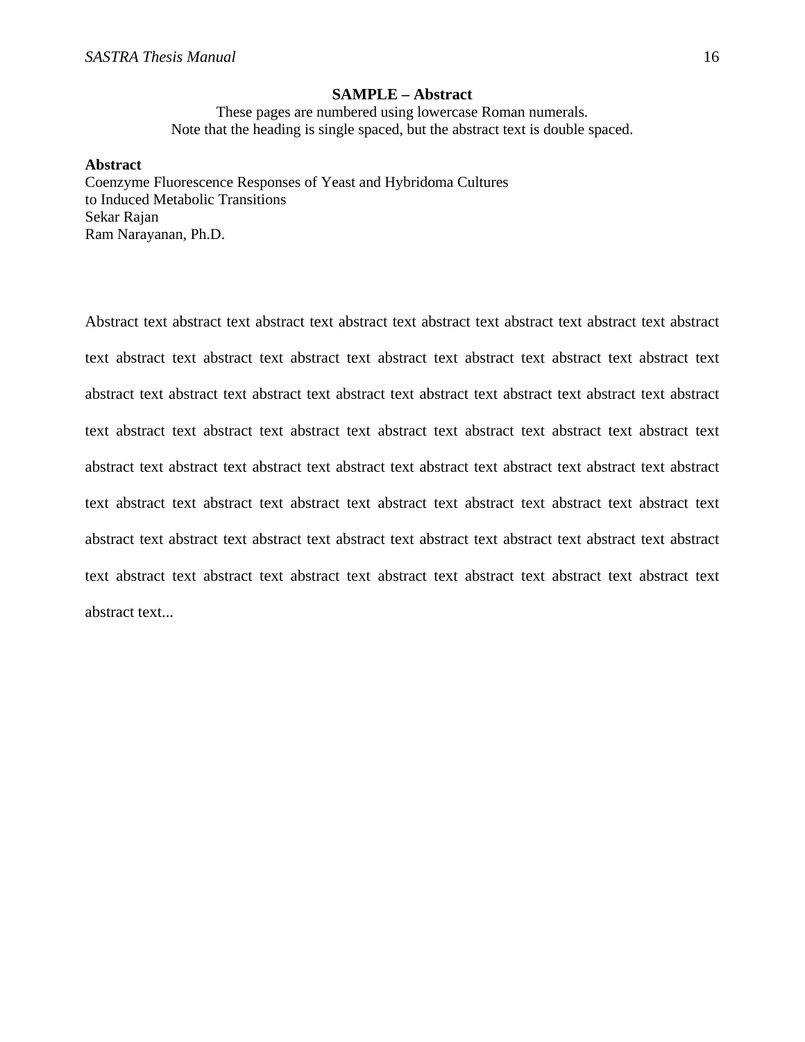**SAMPLE – Abstract**

These pages are numbered using lowercase Roman numerals.
Note that the heading is single spaced, but the abstract text is double spaced.

**Abstract**
Coenzyme Fluorescence Responses of Yeast and Hybridoma Cultures
to Induced Metabolic Transitions
Sekar Rajan
Ram Narayanan, Ph.D.

Abstract text abstract text abstract text abstract text abstract text abstract text abstract text abstract text abstract text abstract text abstract text abstract text abstract text abstract text abstract text abstract text abstract text abstract text abstract text abstract text abstract text abstract text abstract text abstract text abstract text abstract text abstract text abstract text abstract text abstract text abstract text abstract text abstract text abstract text abstract text abstract text abstract text abstract text abstract text abstract text abstract text abstract text abstract text abstract text abstract text abstract text abstract text abstract text abstract text abstract text abstract text abstract text abstract text abstract text abstract text abstract text abstract text abstract text abstract text abstract text abstract text abstract text abstract text abstract text abstract text abstract text abstract text...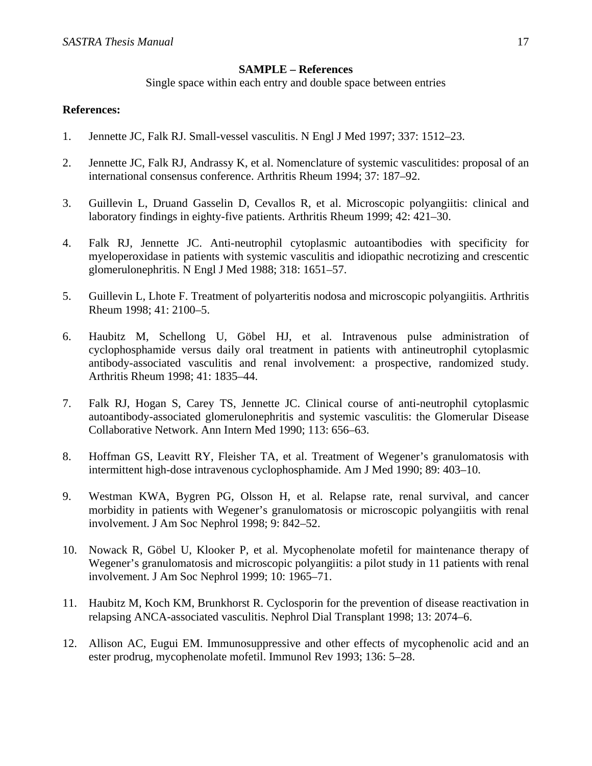**SAMPLE – References**

Single space within each entry and double space between entries

**References:**

1. Jennette JC, Falk RJ. Small-vessel vasculitis. N Engl J Med 1997; 337: 1512–23.

2. Jennette JC, Falk RJ, Andrassy K, et al. Nomenclature of systemic vasculitides: proposal of an international consensus conference. Arthritis Rheum 1994; 37: 187–92.

3. Guillevin L, Druand Gasselin D, Cevallos R, et al. Microscopic polyangiitis: clinical and laboratory findings in eighty-five patients. Arthritis Rheum 1999; 42: 421–30.

4. Falk RJ, Jennette JC. Anti-neutrophil cytoplasmic autoantibodies with specificity for myeloperoxidase in patients with systemic vasculitis and idiopathic necrotizing and crescentic glomerulonephritis. N Engl J Med 1988; 318: 1651–57.

5. Guillevin L, Lhote F. Treatment of polyarteritis nodosa and microscopic polyangiitis. Arthritis Rheum 1998; 41: 2100–5.

6. Haubitz M, Schellong U, Göbel HJ, et al. Intravenous pulse administration of cyclophosphamide versus daily oral treatment in patients with antineutrophil cytoplasmic antibody-associated vasculitis and renal involvement: a prospective, randomized study. Arthritis Rheum 1998; 41: 1835–44.

7. Falk RJ, Hogan S, Carey TS, Jennette JC. Clinical course of anti-neutrophil cytoplasmic autoantibody-associated glomerulonephritis and systemic vasculitis: the Glomerular Disease Collaborative Network. Ann Intern Med 1990; 113: 656–63.

8. Hoffman GS, Leavitt RY, Fleisher TA, et al. Treatment of Wegener's granulomatosis with intermittent high-dose intravenous cyclophosphamide. Am J Med 1990; 89: 403–10.

9. Westman KWA, Bygren PG, Olsson H, et al. Relapse rate, renal survival, and cancer morbidity in patients with Wegener's granulomatosis or microscopic polyangiitis with renal involvement. J Am Soc Nephrol 1998; 9: 842–52.

10. Nowack R, Göbel U, Klooker P, et al. Mycophenolate mofetil for maintenance therapy of Wegener's granulomatosis and microscopic polyangiitis: a pilot study in 11 patients with renal involvement. J Am Soc Nephrol 1999; 10: 1965–71.

11. Haubitz M, Koch KM, Brunkhorst R. Cyclosporin for the prevention of disease reactivation in relapsing ANCA-associated vasculitis. Nephrol Dial Transplant 1998; 13: 2074–6.

12. Allison AC, Eugui EM. Immunosuppressive and other effects of mycophenolic acid and an ester prodrug, mycophenolate mofetil. Immunol Rev 1993; 136: 5–28.